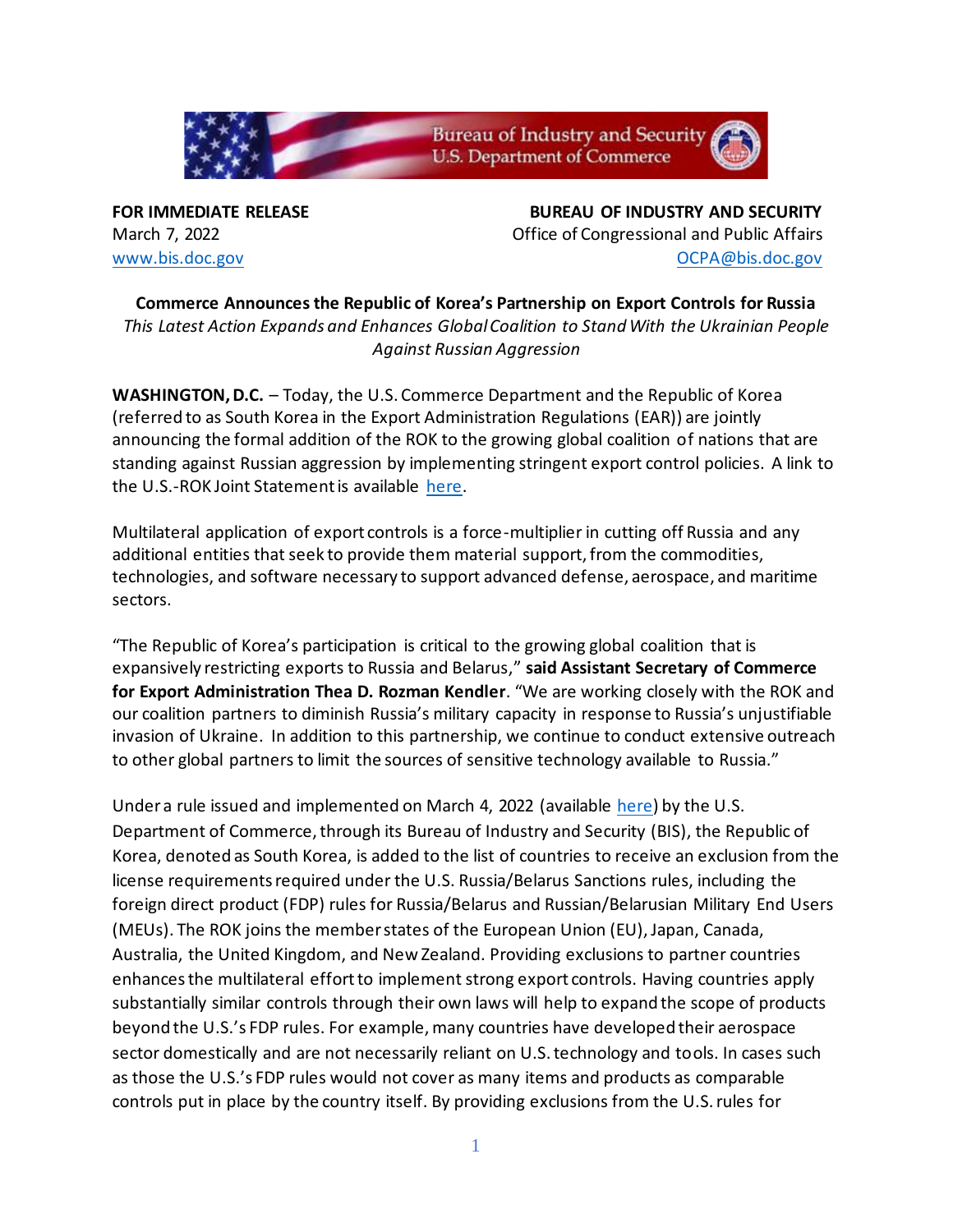**FOR IMMEDIATE RELEASE**
March 7, 2022
www.bis.doc.gov

**BUREAU OF INDUSTRY AND SECURITY**
Office of Congressional and Public Affairs
OCPA@bis.doc.gov

# Commerce Announces the Republic of Korea's Partnership on Export Controls for Russia

*This Latest Action Expands and Enhances Global Coalition to Stand With the Ukrainian People Against Russian Aggression*

**WASHINGTON, D.C.** – Today, the U.S. Commerce Department and the Republic of Korea (referred to as South Korea in the Export Administration Regulations (EAR)) are jointly announcing the formal addition of the ROK to the growing global coalition of nations that are standing against Russian aggression by implementing stringent export control policies. A link to the U.S.-ROK Joint Statement is available here.

Multilateral application of export controls is a force-multiplier in cutting off Russia and any additional entities that seek to provide them material support, from the commodities, technologies, and software necessary to support advanced defense, aerospace, and maritime sectors.

"The Republic of Korea's participation is critical to the growing global coalition that is expansively restricting exports to Russia and Belarus," **said Assistant Secretary of Commerce for Export Administration Thea D. Rozman Kendler**. "We are working closely with the ROK and our coalition partners to diminish Russia's military capacity in response to Russia's unjustifiable invasion of Ukraine. In addition to this partnership, we continue to conduct extensive outreach to other global partners to limit the sources of sensitive technology available to Russia."

Under a rule issued and implemented on March 4, 2022 (available here) by the U.S. Department of Commerce, through its Bureau of Industry and Security (BIS), the Republic of Korea, denoted as South Korea, is added to the list of countries to receive an exclusion from the license requirements required under the U.S. Russia/Belarus Sanctions rules, including the foreign direct product (FDP) rules for Russia/Belarus and Russian/Belarusian Military End Users (MEUs). The ROK joins the member states of the European Union (EU), Japan, Canada, Australia, the United Kingdom, and New Zealand. Providing exclusions to partner countries enhances the multilateral effort to implement strong export controls. Having countries apply substantially similar controls through their own laws will help to expand the scope of products beyond the U.S.'s FDP rules. For example, many countries have developed their aerospace sector domestically and are not necessarily reliant on U.S. technology and tools. In cases such as those the U.S.'s FDP rules would not cover as many items and products as comparable controls put in place by the country itself. By providing exclusions from the U.S. rules for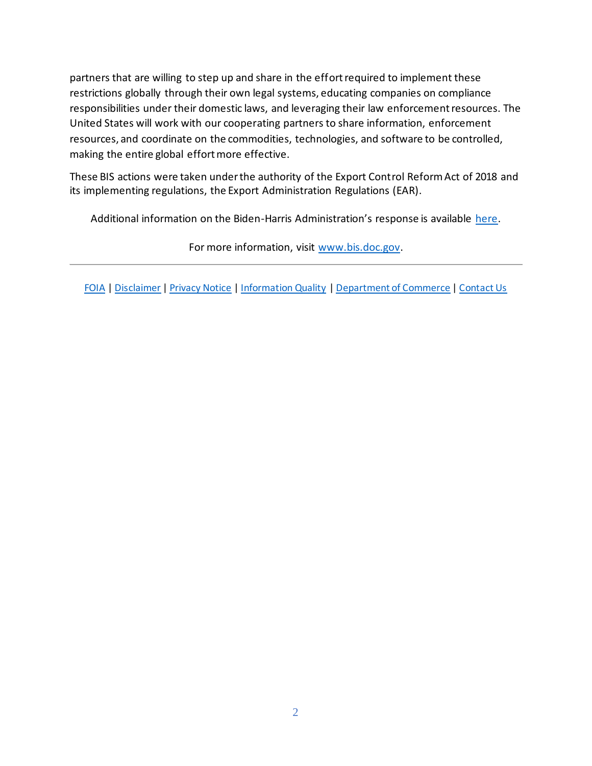partners that are willing to step up and share in the effort required to implement these restrictions globally through their own legal systems, educating companies on compliance responsibilities under their domestic laws, and leveraging their law enforcement resources. The United States will work with our cooperating partners to share information, enforcement resources, and coordinate on the commodities, technologies, and software to be controlled, making the entire global effort more effective.

These BIS actions were taken under the authority of the Export Control Reform Act of 2018 and its implementing regulations, the Export Administration Regulations (EAR).

Additional information on the Biden-Harris Administration's response is available here.

For more information, visit www.bis.doc.gov.

---

FOIA | Disclaimer | Privacy Notice | Information Quality | Department of Commerce | Contact Us